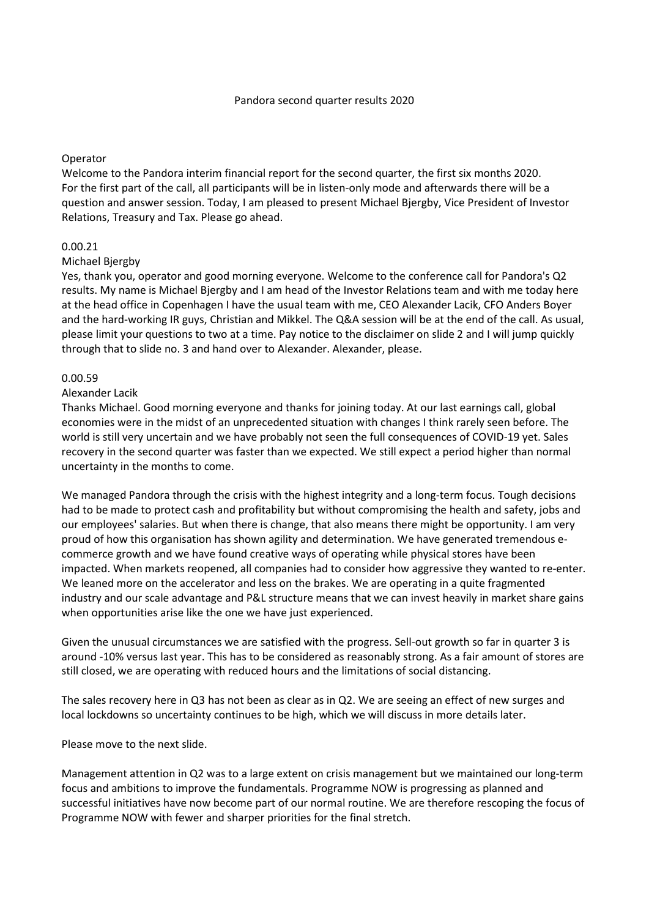Pandora second quarter results 2020

Operator

Welcome to the Pandora interim financial report for the second quarter, the first six months 2020. For the first part of the call, all participants will be in listen-only mode and afterwards there will be a question and answer session. Today, I am pleased to present Michael Bjergby, Vice President of Investor Relations, Treasury and Tax. Please go ahead.

0.00.21

Michael Bjergby

Yes, thank you, operator and good morning everyone. Welcome to the conference call for Pandora's Q2 results. My name is Michael Bjergby and I am head of the Investor Relations team and with me today here at the head office in Copenhagen I have the usual team with me, CEO Alexander Lacik, CFO Anders Boyer and the hard-working IR guys, Christian and Mikkel. The Q&A session will be at the end of the call. As usual, please limit your questions to two at a time. Pay notice to the disclaimer on slide 2 and I will jump quickly through that to slide no. 3 and hand over to Alexander. Alexander, please.

0.00.59

Alexander Lacik

Thanks Michael. Good morning everyone and thanks for joining today. At our last earnings call, global economies were in the midst of an unprecedented situation with changes I think rarely seen before. The world is still very uncertain and we have probably not seen the full consequences of COVID-19 yet. Sales recovery in the second quarter was faster than we expected. We still expect a period higher than normal uncertainty in the months to come.

We managed Pandora through the crisis with the highest integrity and a long-term focus. Tough decisions had to be made to protect cash and profitability but without compromising the health and safety, jobs and our employees' salaries. But when there is change, that also means there might be opportunity. I am very proud of how this organisation has shown agility and determination. We have generated tremendous e-commerce growth and we have found creative ways of operating while physical stores have been impacted. When markets reopened, all companies had to consider how aggressive they wanted to re-enter. We leaned more on the accelerator and less on the brakes. We are operating in a quite fragmented industry and our scale advantage and P&L structure means that we can invest heavily in market share gains when opportunities arise like the one we have just experienced.

Given the unusual circumstances we are satisfied with the progress. Sell-out growth so far in quarter 3 is around -10% versus last year. This has to be considered as reasonably strong. As a fair amount of stores are still closed, we are operating with reduced hours and the limitations of social distancing.

The sales recovery here in Q3 has not been as clear as in Q2. We are seeing an effect of new surges and local lockdowns so uncertainty continues to be high, which we will discuss in more details later.

Please move to the next slide.

Management attention in Q2 was to a large extent on crisis management but we maintained our long-term focus and ambitions to improve the fundamentals. Programme NOW is progressing as planned and successful initiatives have now become part of our normal routine. We are therefore rescoping the focus of Programme NOW with fewer and sharper priorities for the final stretch.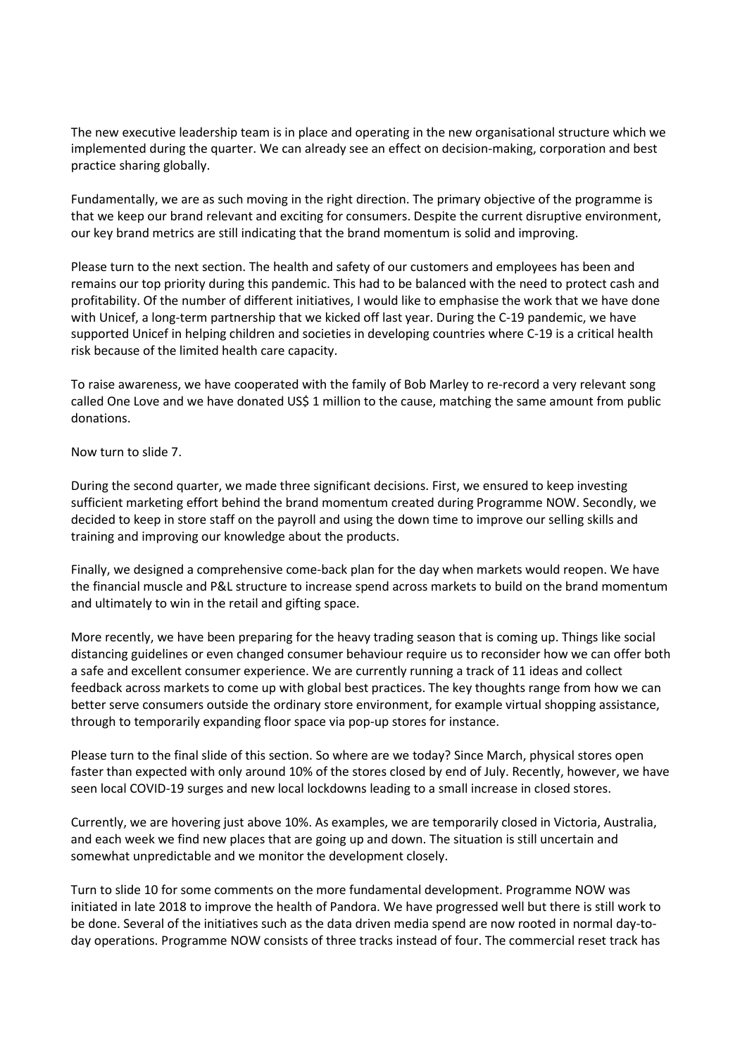The new executive leadership team is in place and operating in the new organisational structure which we implemented during the quarter. We can already see an effect on decision-making, corporation and best practice sharing globally.

Fundamentally, we are as such moving in the right direction. The primary objective of the programme is that we keep our brand relevant and exciting for consumers. Despite the current disruptive environment, our key brand metrics are still indicating that the brand momentum is solid and improving.

Please turn to the next section. The health and safety of our customers and employees has been and remains our top priority during this pandemic. This had to be balanced with the need to protect cash and profitability. Of the number of different initiatives, I would like to emphasise the work that we have done with Unicef, a long-term partnership that we kicked off last year. During the C-19 pandemic, we have supported Unicef in helping children and societies in developing countries where C-19 is a critical health risk because of the limited health care capacity.

To raise awareness, we have cooperated with the family of Bob Marley to re-record a very relevant song called One Love and we have donated US$ 1 million to the cause, matching the same amount from public donations.

Now turn to slide 7.

During the second quarter, we made three significant decisions. First, we ensured to keep investing sufficient marketing effort behind the brand momentum created during Programme NOW. Secondly, we decided to keep in store staff on the payroll and using the down time to improve our selling skills and training and improving our knowledge about the products.

Finally, we designed a comprehensive come-back plan for the day when markets would reopen. We have the financial muscle and P&L structure to increase spend across markets to build on the brand momentum and ultimately to win in the retail and gifting space.

More recently, we have been preparing for the heavy trading season that is coming up. Things like social distancing guidelines or even changed consumer behaviour require us to reconsider how we can offer both a safe and excellent consumer experience. We are currently running a track of 11 ideas and collect feedback across markets to come up with global best practices. The key thoughts range from how we can better serve consumers outside the ordinary store environment, for example virtual shopping assistance, through to temporarily expanding floor space via pop-up stores for instance.

Please turn to the final slide of this section. So where are we today? Since March, physical stores open faster than expected with only around 10% of the stores closed by end of July. Recently, however, we have seen local COVID-19 surges and new local lockdowns leading to a small increase in closed stores.

Currently, we are hovering just above 10%. As examples, we are temporarily closed in Victoria, Australia, and each week we find new places that are going up and down. The situation is still uncertain and somewhat unpredictable and we monitor the development closely.

Turn to slide 10 for some comments on the more fundamental development. Programme NOW was initiated in late 2018 to improve the health of Pandora. We have progressed well but there is still work to be done. Several of the initiatives such as the data driven media spend are now rooted in normal day-to-day operations. Programme NOW consists of three tracks instead of four. The commercial reset track has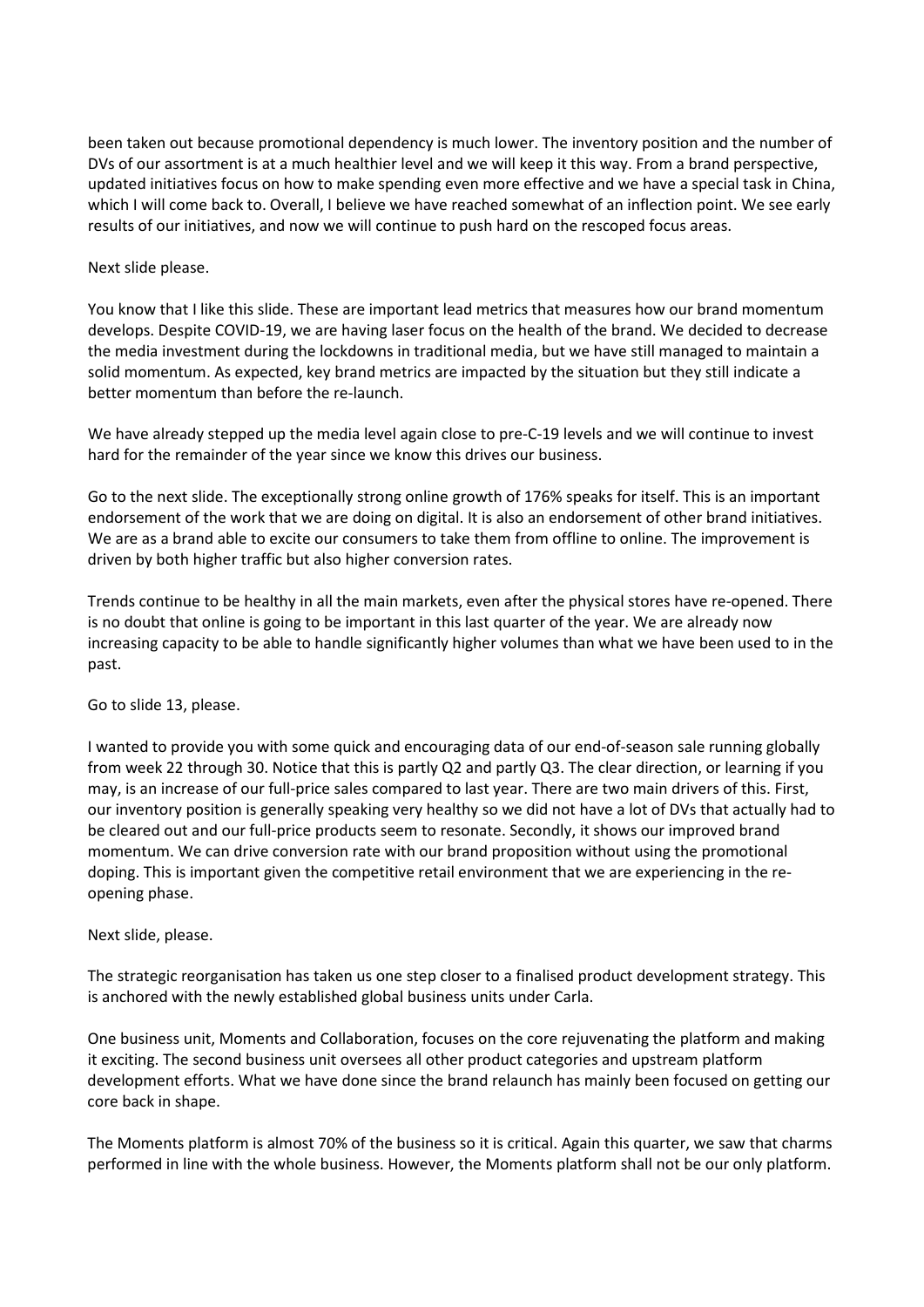been taken out because promotional dependency is much lower. The inventory position and the number of DVs of our assortment is at a much healthier level and we will keep it this way. From a brand perspective, updated initiatives focus on how to make spending even more effective and we have a special task in China, which I will come back to. Overall, I believe we have reached somewhat of an inflection point. We see early results of our initiatives, and now we will continue to push hard on the rescoped focus areas.

Next slide please.

You know that I like this slide. These are important lead metrics that measures how our brand momentum develops. Despite COVID-19, we are having laser focus on the health of the brand. We decided to decrease the media investment during the lockdowns in traditional media, but we have still managed to maintain a solid momentum. As expected, key brand metrics are impacted by the situation but they still indicate a better momentum than before the re-launch.

We have already stepped up the media level again close to pre-C-19 levels and we will continue to invest hard for the remainder of the year since we know this drives our business.

Go to the next slide. The exceptionally strong online growth of 176% speaks for itself. This is an important endorsement of the work that we are doing on digital. It is also an endorsement of other brand initiatives. We are as a brand able to excite our consumers to take them from offline to online. The improvement is driven by both higher traffic but also higher conversion rates.

Trends continue to be healthy in all the main markets, even after the physical stores have re-opened. There is no doubt that online is going to be important in this last quarter of the year. We are already now increasing capacity to be able to handle significantly higher volumes than what we have been used to in the past.

Go to slide 13, please.

I wanted to provide you with some quick and encouraging data of our end-of-season sale running globally from week 22 through 30. Notice that this is partly Q2 and partly Q3. The clear direction, or learning if you may, is an increase of our full-price sales compared to last year. There are two main drivers of this. First, our inventory position is generally speaking very healthy so we did not have a lot of DVs that actually had to be cleared out and our full-price products seem to resonate. Secondly, it shows our improved brand momentum. We can drive conversion rate with our brand proposition without using the promotional doping. This is important given the competitive retail environment that we are experiencing in the re-opening phase.

Next slide, please.

The strategic reorganisation has taken us one step closer to a finalised product development strategy. This is anchored with the newly established global business units under Carla.

One business unit, Moments and Collaboration, focuses on the core rejuvenating the platform and making it exciting. The second business unit oversees all other product categories and upstream platform development efforts. What we have done since the brand relaunch has mainly been focused on getting our core back in shape.

The Moments platform is almost 70% of the business so it is critical. Again this quarter, we saw that charms performed in line with the whole business. However, the Moments platform shall not be our only platform.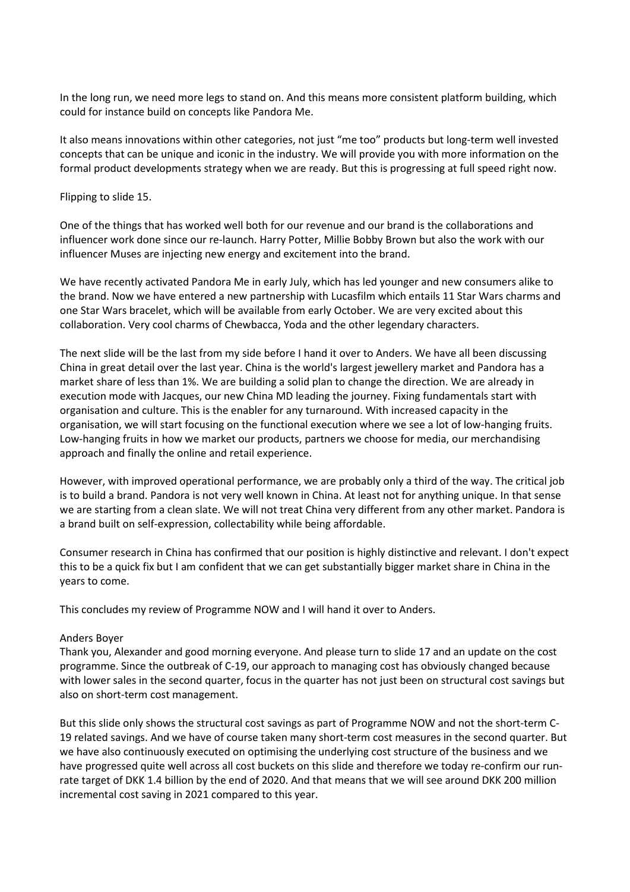In the long run, we need more legs to stand on. And this means more consistent platform building, which could for instance build on concepts like Pandora Me.

It also means innovations within other categories, not just "me too" products but long-term well invested concepts that can be unique and iconic in the industry. We will provide you with more information on the formal product developments strategy when we are ready. But this is progressing at full speed right now.

Flipping to slide 15.

One of the things that has worked well both for our revenue and our brand is the collaborations and influencer work done since our re-launch. Harry Potter, Millie Bobby Brown but also the work with our influencer Muses are injecting new energy and excitement into the brand.

We have recently activated Pandora Me in early July, which has led younger and new consumers alike to the brand. Now we have entered a new partnership with Lucasfilm which entails 11 Star Wars charms and one Star Wars bracelet, which will be available from early October. We are very excited about this collaboration. Very cool charms of Chewbacca, Yoda and the other legendary characters.

The next slide will be the last from my side before I hand it over to Anders. We have all been discussing China in great detail over the last year. China is the world's largest jewellery market and Pandora has a market share of less than 1%. We are building a solid plan to change the direction. We are already in execution mode with Jacques, our new China MD leading the journey. Fixing fundamentals start with organisation and culture. This is the enabler for any turnaround. With increased capacity in the organisation, we will start focusing on the functional execution where we see a lot of low-hanging fruits. Low-hanging fruits in how we market our products, partners we choose for media, our merchandising approach and finally the online and retail experience.

However, with improved operational performance, we are probably only a third of the way. The critical job is to build a brand. Pandora is not very well known in China. At least not for anything unique. In that sense we are starting from a clean slate. We will not treat China very different from any other market. Pandora is a brand built on self-expression, collectability while being affordable.

Consumer research in China has confirmed that our position is highly distinctive and relevant. I don't expect this to be a quick fix but I am confident that we can get substantially bigger market share in China in the years to come.

This concludes my review of Programme NOW and I will hand it over to Anders.

Anders Boyer

Thank you, Alexander and good morning everyone. And please turn to slide 17 and an update on the cost programme. Since the outbreak of C-19, our approach to managing cost has obviously changed because with lower sales in the second quarter, focus in the quarter has not just been on structural cost savings but also on short-term cost management.

But this slide only shows the structural cost savings as part of Programme NOW and not the short-term C-19 related savings. And we have of course taken many short-term cost measures in the second quarter. But we have also continuously executed on optimising the underlying cost structure of the business and we have progressed quite well across all cost buckets on this slide and therefore we today re-confirm our run-rate target of DKK 1.4 billion by the end of 2020. And that means that we will see around DKK 200 million incremental cost saving in 2021 compared to this year.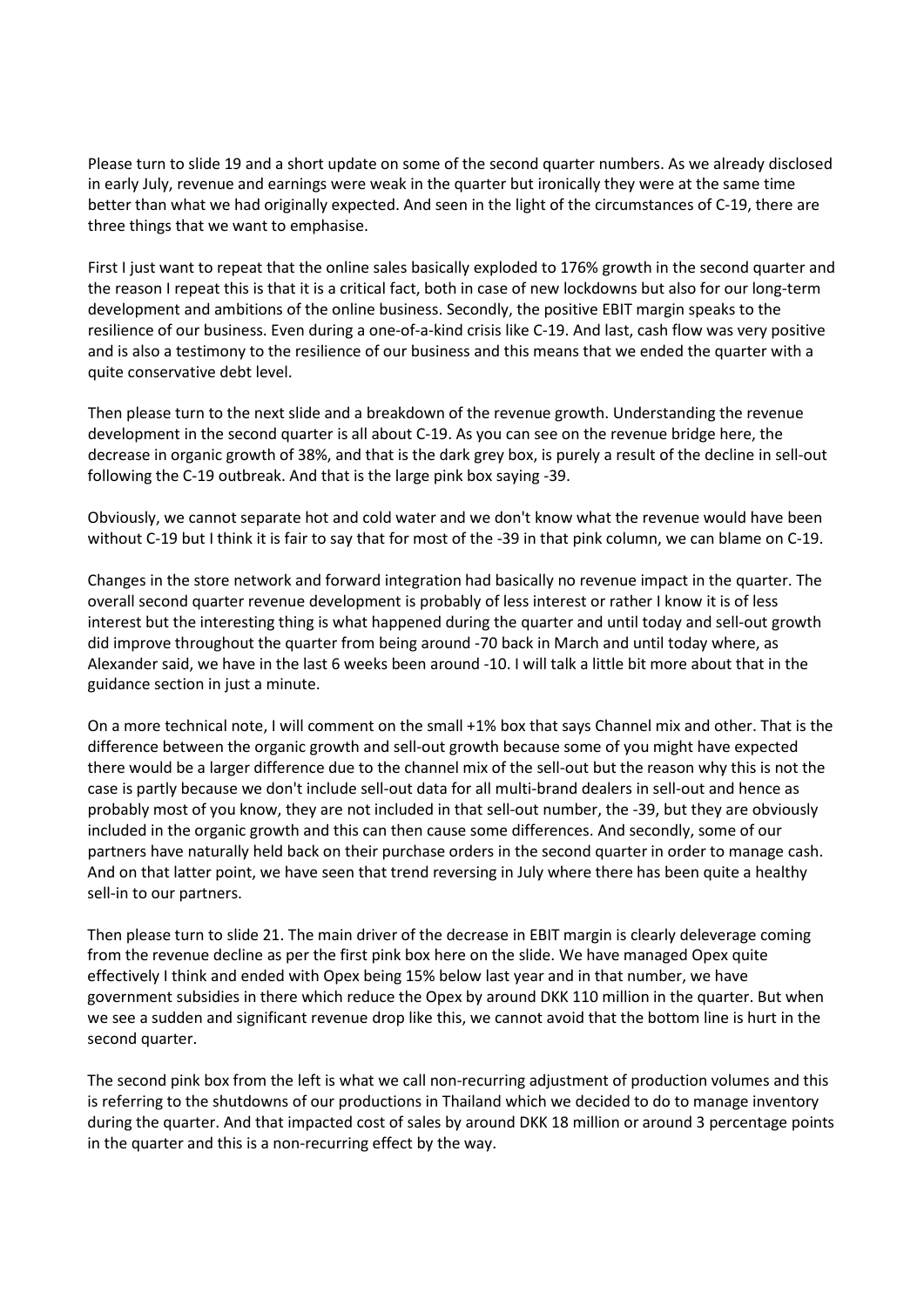Please turn to slide 19 and a short update on some of the second quarter numbers. As we already disclosed in early July, revenue and earnings were weak in the quarter but ironically they were at the same time better than what we had originally expected. And seen in the light of the circumstances of C-19, there are three things that we want to emphasise.

First I just want to repeat that the online sales basically exploded to 176% growth in the second quarter and the reason I repeat this is that it is a critical fact, both in case of new lockdowns but also for our long-term development and ambitions of the online business. Secondly, the positive EBIT margin speaks to the resilience of our business. Even during a one-of-a-kind crisis like C-19. And last, cash flow was very positive and is also a testimony to the resilience of our business and this means that we ended the quarter with a quite conservative debt level.

Then please turn to the next slide and a breakdown of the revenue growth. Understanding the revenue development in the second quarter is all about C-19. As you can see on the revenue bridge here, the decrease in organic growth of 38%, and that is the dark grey box, is purely a result of the decline in sell-out following the C-19 outbreak. And that is the large pink box saying -39.

Obviously, we cannot separate hot and cold water and we don't know what the revenue would have been without C-19 but I think it is fair to say that for most of the -39 in that pink column, we can blame on C-19.

Changes in the store network and forward integration had basically no revenue impact in the quarter. The overall second quarter revenue development is probably of less interest or rather I know it is of less interest but the interesting thing is what happened during the quarter and until today and sell-out growth did improve throughout the quarter from being around -70 back in March and until today where, as Alexander said, we have in the last 6 weeks been around -10. I will talk a little bit more about that in the guidance section in just a minute.

On a more technical note, I will comment on the small +1% box that says Channel mix and other. That is the difference between the organic growth and sell-out growth because some of you might have expected there would be a larger difference due to the channel mix of the sell-out but the reason why this is not the case is partly because we don't include sell-out data for all multi-brand dealers in sell-out and hence as probably most of you know, they are not included in that sell-out number, the -39, but they are obviously included in the organic growth and this can then cause some differences. And secondly, some of our partners have naturally held back on their purchase orders in the second quarter in order to manage cash. And on that latter point, we have seen that trend reversing in July where there has been quite a healthy sell-in to our partners.

Then please turn to slide 21. The main driver of the decrease in EBIT margin is clearly deleverage coming from the revenue decline as per the first pink box here on the slide. We have managed Opex quite effectively I think and ended with Opex being 15% below last year and in that number, we have government subsidies in there which reduce the Opex by around DKK 110 million in the quarter. But when we see a sudden and significant revenue drop like this, we cannot avoid that the bottom line is hurt in the second quarter.

The second pink box from the left is what we call non-recurring adjustment of production volumes and this is referring to the shutdowns of our productions in Thailand which we decided to do to manage inventory during the quarter. And that impacted cost of sales by around DKK 18 million or around 3 percentage points in the quarter and this is a non-recurring effect by the way.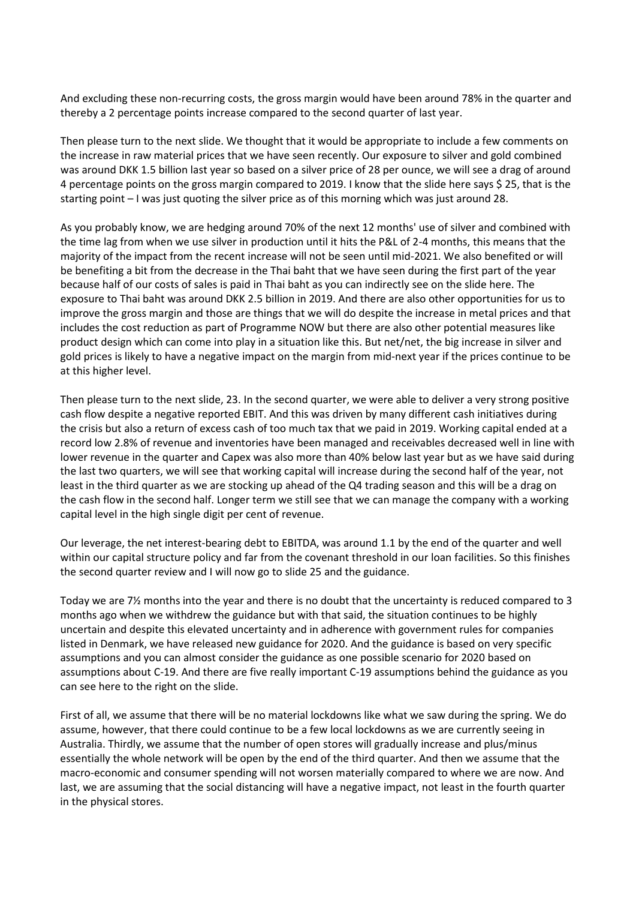And excluding these non-recurring costs, the gross margin would have been around 78% in the quarter and thereby a 2 percentage points increase compared to the second quarter of last year.

Then please turn to the next slide. We thought that it would be appropriate to include a few comments on the increase in raw material prices that we have seen recently. Our exposure to silver and gold combined was around DKK 1.5 billion last year so based on a silver price of 28 per ounce, we will see a drag of around 4 percentage points on the gross margin compared to 2019. I know that the slide here says $ 25, that is the starting point – I was just quoting the silver price as of this morning which was just around 28.

As you probably know, we are hedging around 70% of the next 12 months' use of silver and combined with the time lag from when we use silver in production until it hits the P&L of 2-4 months, this means that the majority of the impact from the recent increase will not be seen until mid-2021. We also benefited or will be benefiting a bit from the decrease in the Thai baht that we have seen during the first part of the year because half of our costs of sales is paid in Thai baht as you can indirectly see on the slide here. The exposure to Thai baht was around DKK 2.5 billion in 2019. And there are also other opportunities for us to improve the gross margin and those are things that we will do despite the increase in metal prices and that includes the cost reduction as part of Programme NOW but there are also other potential measures like product design which can come into play in a situation like this. But net/net, the big increase in silver and gold prices is likely to have a negative impact on the margin from mid-next year if the prices continue to be at this higher level.

Then please turn to the next slide, 23. In the second quarter, we were able to deliver a very strong positive cash flow despite a negative reported EBIT. And this was driven by many different cash initiatives during the crisis but also a return of excess cash of too much tax that we paid in 2019. Working capital ended at a record low 2.8% of revenue and inventories have been managed and receivables decreased well in line with lower revenue in the quarter and Capex was also more than 40% below last year but as we have said during the last two quarters, we will see that working capital will increase during the second half of the year, not least in the third quarter as we are stocking up ahead of the Q4 trading season and this will be a drag on the cash flow in the second half. Longer term we still see that we can manage the company with a working capital level in the high single digit per cent of revenue.

Our leverage, the net interest-bearing debt to EBITDA, was around 1.1 by the end of the quarter and well within our capital structure policy and far from the covenant threshold in our loan facilities. So this finishes the second quarter review and I will now go to slide 25 and the guidance.

Today we are 7½ months into the year and there is no doubt that the uncertainty is reduced compared to 3 months ago when we withdrew the guidance but with that said, the situation continues to be highly uncertain and despite this elevated uncertainty and in adherence with government rules for companies listed in Denmark, we have released new guidance for 2020. And the guidance is based on very specific assumptions and you can almost consider the guidance as one possible scenario for 2020 based on assumptions about C-19. And there are five really important C-19 assumptions behind the guidance as you can see here to the right on the slide.

First of all, we assume that there will be no material lockdowns like what we saw during the spring. We do assume, however, that there could continue to be a few local lockdowns as we are currently seeing in Australia. Thirdly, we assume that the number of open stores will gradually increase and plus/minus essentially the whole network will be open by the end of the third quarter. And then we assume that the macro-economic and consumer spending will not worsen materially compared to where we are now. And last, we are assuming that the social distancing will have a negative impact, not least in the fourth quarter in the physical stores.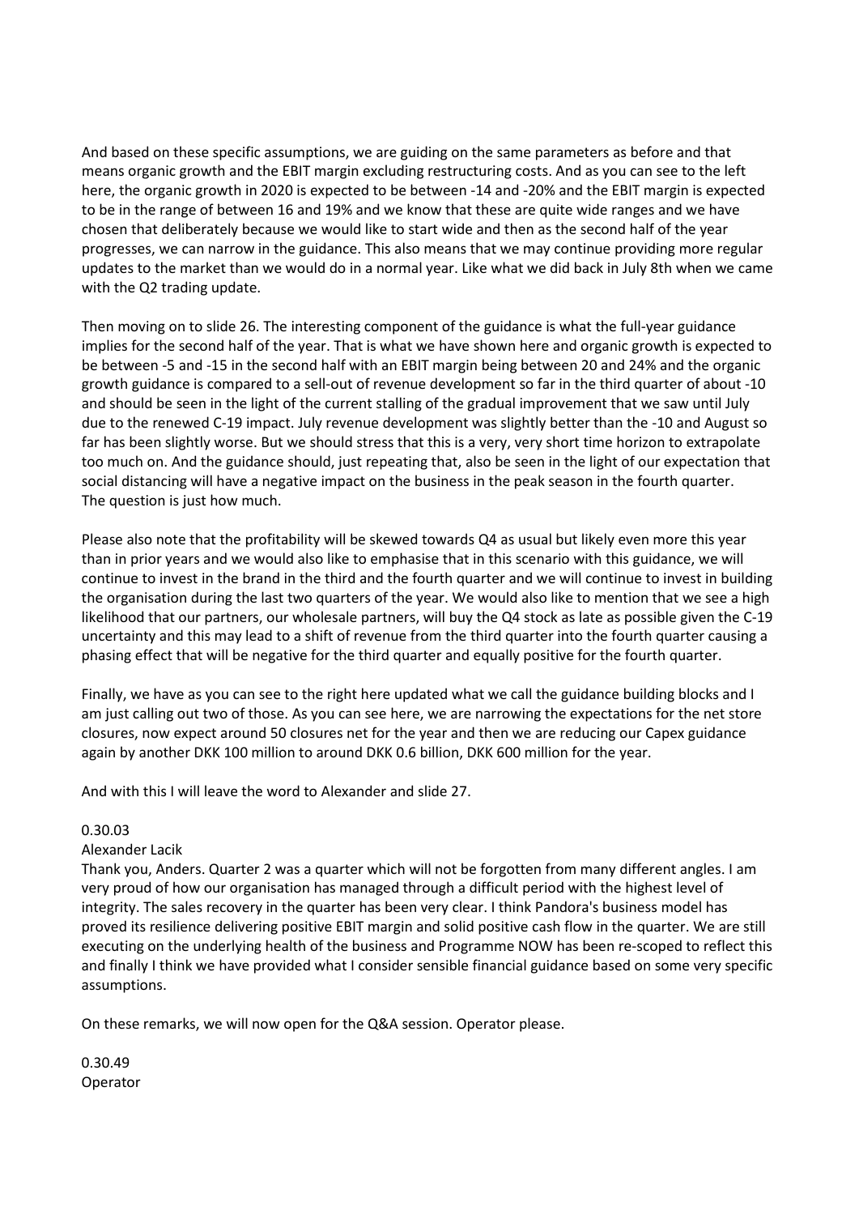And based on these specific assumptions, we are guiding on the same parameters as before and that means organic growth and the EBIT margin excluding restructuring costs. And as you can see to the left here, the organic growth in 2020 is expected to be between -14 and -20% and the EBIT margin is expected to be in the range of between 16 and 19% and we know that these are quite wide ranges and we have chosen that deliberately because we would like to start wide and then as the second half of the year progresses, we can narrow in the guidance. This also means that we may continue providing more regular updates to the market than we would do in a normal year. Like what we did back in July 8th when we came with the Q2 trading update.

Then moving on to slide 26. The interesting component of the guidance is what the full-year guidance implies for the second half of the year. That is what we have shown here and organic growth is expected to be between -5 and -15 in the second half with an EBIT margin being between 20 and 24% and the organic growth guidance is compared to a sell-out of revenue development so far in the third quarter of about -10 and should be seen in the light of the current stalling of the gradual improvement that we saw until July due to the renewed C-19 impact. July revenue development was slightly better than the -10 and August so far has been slightly worse. But we should stress that this is a very, very short time horizon to extrapolate too much on. And the guidance should, just repeating that, also be seen in the light of our expectation that social distancing will have a negative impact on the business in the peak season in the fourth quarter. The question is just how much.

Please also note that the profitability will be skewed towards Q4 as usual but likely even more this year than in prior years and we would also like to emphasise that in this scenario with this guidance, we will continue to invest in the brand in the third and the fourth quarter and we will continue to invest in building the organisation during the last two quarters of the year. We would also like to mention that we see a high likelihood that our partners, our wholesale partners, will buy the Q4 stock as late as possible given the C-19 uncertainty and this may lead to a shift of revenue from the third quarter into the fourth quarter causing a phasing effect that will be negative for the third quarter and equally positive for the fourth quarter.

Finally, we have as you can see to the right here updated what we call the guidance building blocks and I am just calling out two of those. As you can see here, we are narrowing the expectations for the net store closures, now expect around 50 closures net for the year and then we are reducing our Capex guidance again by another DKK 100 million to around DKK 0.6 billion, DKK 600 million for the year.

And with this I will leave the word to Alexander and slide 27.

0.30.03

Alexander Lacik

Thank you, Anders. Quarter 2 was a quarter which will not be forgotten from many different angles. I am very proud of how our organisation has managed through a difficult period with the highest level of integrity. The sales recovery in the quarter has been very clear. I think Pandora's business model has proved its resilience delivering positive EBIT margin and solid positive cash flow in the quarter. We are still executing on the underlying health of the business and Programme NOW has been re-scoped to reflect this and finally I think we have provided what I consider sensible financial guidance based on some very specific assumptions.

On these remarks, we will now open for the Q&A session. Operator please.

0.30.49

Operator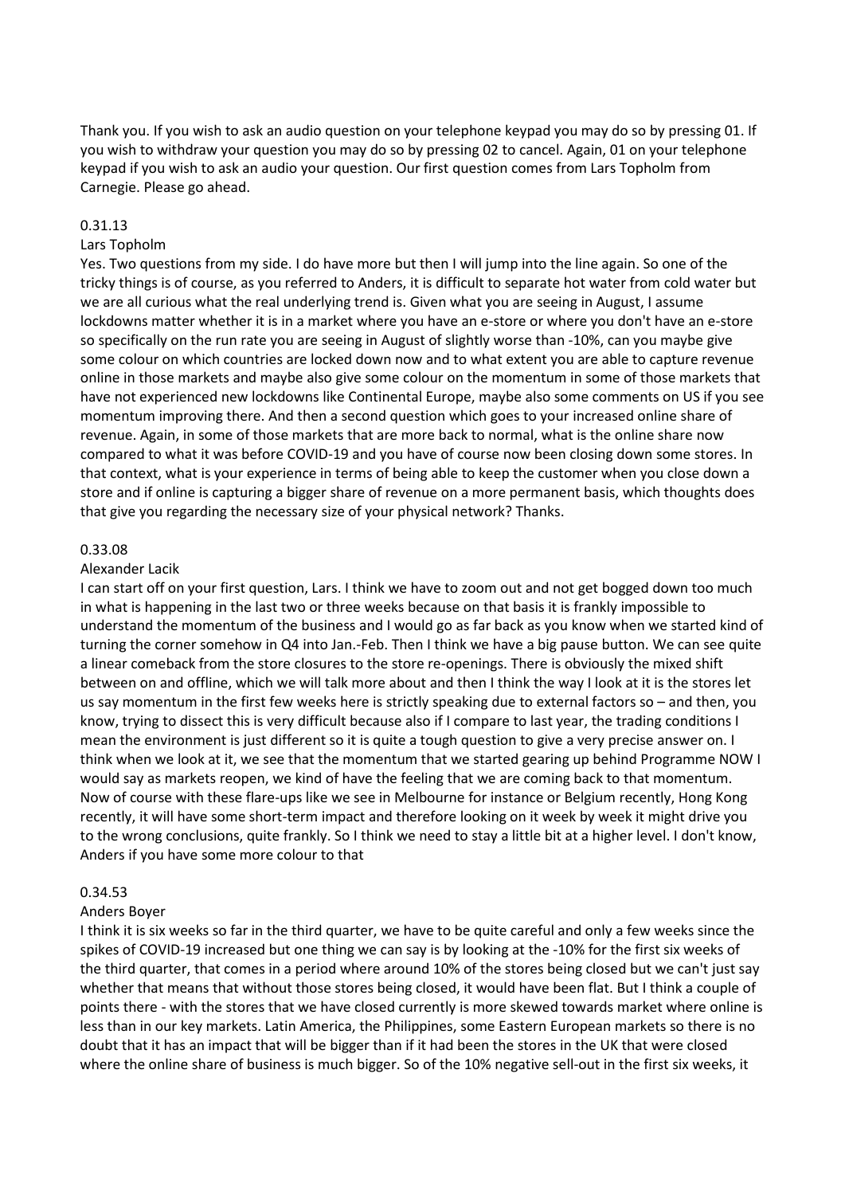Thank you. If you wish to ask an audio question on your telephone keypad you may do so by pressing 01. If you wish to withdraw your question you may do so by pressing 02 to cancel. Again, 01 on your telephone keypad if you wish to ask an audio your question. Our first question comes from Lars Topholm from Carnegie. Please go ahead.

0.31.13

Lars Topholm

Yes. Two questions from my side. I do have more but then I will jump into the line again. So one of the tricky things is of course, as you referred to Anders, it is difficult to separate hot water from cold water but we are all curious what the real underlying trend is. Given what you are seeing in August, I assume lockdowns matter whether it is in a market where you have an e-store or where you don't have an e-store so specifically on the run rate you are seeing in August of slightly worse than -10%, can you maybe give some colour on which countries are locked down now and to what extent you are able to capture revenue online in those markets and maybe also give some colour on the momentum in some of those markets that have not experienced new lockdowns like Continental Europe, maybe also some comments on US if you see momentum improving there. And then a second question which goes to your increased online share of revenue. Again, in some of those markets that are more back to normal, what is the online share now compared to what it was before COVID-19 and you have of course now been closing down some stores. In that context, what is your experience in terms of being able to keep the customer when you close down a store and if online is capturing a bigger share of revenue on a more permanent basis, which thoughts does that give you regarding the necessary size of your physical network? Thanks.

0.33.08

Alexander Lacik

I can start off on your first question, Lars. I think we have to zoom out and not get bogged down too much in what is happening in the last two or three weeks because on that basis it is frankly impossible to understand the momentum of the business and I would go as far back as you know when we started kind of turning the corner somehow in Q4 into Jan.-Feb. Then I think we have a big pause button. We can see quite a linear comeback from the store closures to the store re-openings. There is obviously the mixed shift between on and offline, which we will talk more about and then I think the way I look at it is the stores let us say momentum in the first few weeks here is strictly speaking due to external factors so – and then, you know, trying to dissect this is very difficult because also if I compare to last year, the trading conditions I mean the environment is just different so it is quite a tough question to give a very precise answer on. I think when we look at it, we see that the momentum that we started gearing up behind Programme NOW I would say as markets reopen, we kind of have the feeling that we are coming back to that momentum. Now of course with these flare-ups like we see in Melbourne for instance or Belgium recently, Hong Kong recently, it will have some short-term impact and therefore looking on it week by week it might drive you to the wrong conclusions, quite frankly. So I think we need to stay a little bit at a higher level. I don't know, Anders if you have some more colour to that

0.34.53

Anders Boyer

I think it is six weeks so far in the third quarter, we have to be quite careful and only a few weeks since the spikes of COVID-19 increased but one thing we can say is by looking at the -10% for the first six weeks of the third quarter, that comes in a period where around 10% of the stores being closed but we can't just say whether that means that without those stores being closed, it would have been flat. But I think a couple of points there - with the stores that we have closed currently is more skewed towards market where online is less than in our key markets. Latin America, the Philippines, some Eastern European markets so there is no doubt that it has an impact that will be bigger than if it had been the stores in the UK that were closed where the online share of business is much bigger. So of the 10% negative sell-out in the first six weeks, it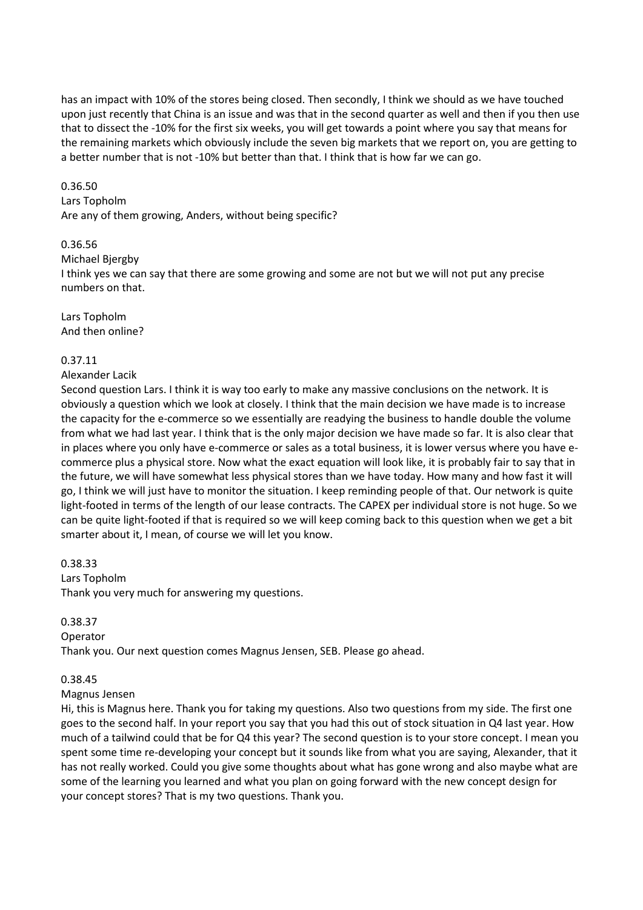has an impact with 10% of the stores being closed. Then secondly, I think we should as we have touched upon just recently that China is an issue and was that in the second quarter as well and then if you then use that to dissect the -10% for the first six weeks, you will get towards a point where you say that means for the remaining markets which obviously include the seven big markets that we report on, you are getting to a better number that is not -10% but better than that. I think that is how far we can go.

0.36.50
Lars Topholm
Are any of them growing, Anders, without being specific?

0.36.56
Michael Bjergby
I think yes we can say that there are some growing and some are not but we will not put any precise numbers on that.

Lars Topholm
And then online?

0.37.11
Alexander Lacik
Second question Lars. I think it is way too early to make any massive conclusions on the network. It is obviously a question which we look at closely. I think that the main decision we have made is to increase the capacity for the e-commerce so we essentially are readying the business to handle double the volume from what we had last year. I think that is the only major decision we have made so far. It is also clear that in places where you only have e-commerce or sales as a total business, it is lower versus where you have e-commerce plus a physical store. Now what the exact equation will look like, it is probably fair to say that in the future, we will have somewhat less physical stores than we have today. How many and how fast it will go, I think we will just have to monitor the situation. I keep reminding people of that. Our network is quite light-footed in terms of the length of our lease contracts. The CAPEX per individual store is not huge. So we can be quite light-footed if that is required so we will keep coming back to this question when we get a bit smarter about it, I mean, of course we will let you know.

0.38.33
Lars Topholm
Thank you very much for answering my questions.

0.38.37
Operator
Thank you. Our next question comes Magnus Jensen, SEB. Please go ahead.

0.38.45
Magnus Jensen
Hi, this is Magnus here. Thank you for taking my questions. Also two questions from my side. The first one goes to the second half. In your report you say that you had this out of stock situation in Q4 last year. How much of a tailwind could that be for Q4 this year? The second question is to your store concept. I mean you spent some time re-developing your concept but it sounds like from what you are saying, Alexander, that it has not really worked. Could you give some thoughts about what has gone wrong and also maybe what are some of the learning you learned and what you plan on going forward with the new concept design for your concept stores? That is my two questions. Thank you.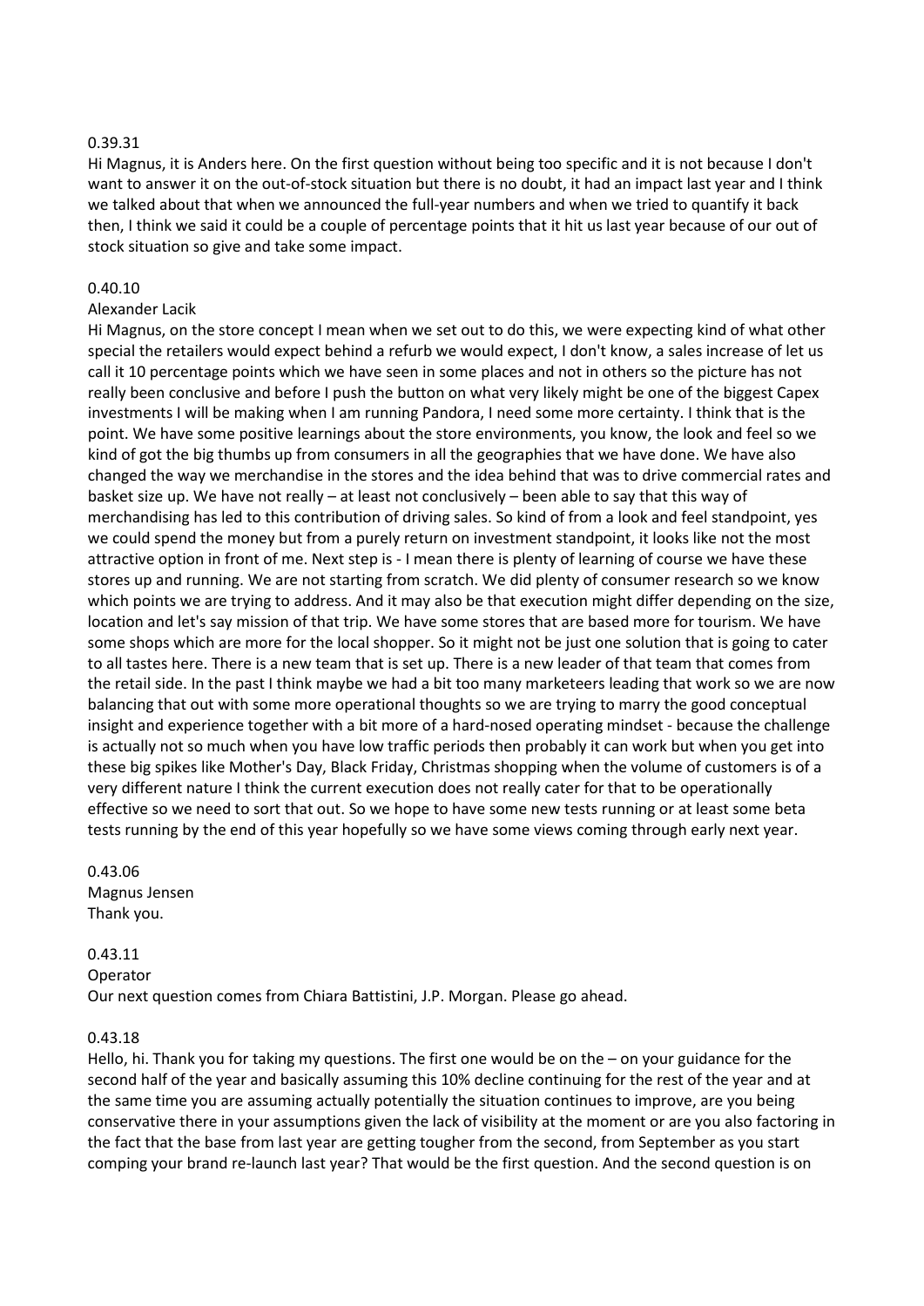0.39.31

Hi Magnus, it is Anders here. On the first question without being too specific and it is not because I don't want to answer it on the out-of-stock situation but there is no doubt, it had an impact last year and I think we talked about that when we announced the full-year numbers and when we tried to quantify it back then, I think we said it could be a couple of percentage points that it hit us last year because of our out of stock situation so give and take some impact.

0.40.10

Alexander Lacik

Hi Magnus, on the store concept I mean when we set out to do this, we were expecting kind of what other special the retailers would expect behind a refurb we would expect, I don't know, a sales increase of let us call it 10 percentage points which we have seen in some places and not in others so the picture has not really been conclusive and before I push the button on what very likely might be one of the biggest Capex investments I will be making when I am running Pandora, I need some more certainty. I think that is the point. We have some positive learnings about the store environments, you know, the look and feel so we kind of got the big thumbs up from consumers in all the geographies that we have done. We have also changed the way we merchandise in the stores and the idea behind that was to drive commercial rates and basket size up. We have not really – at least not conclusively – been able to say that this way of merchandising has led to this contribution of driving sales. So kind of from a look and feel standpoint, yes we could spend the money but from a purely return on investment standpoint, it looks like not the most attractive option in front of me. Next step is - I mean there is plenty of learning of course we have these stores up and running. We are not starting from scratch. We did plenty of consumer research so we know which points we are trying to address. And it may also be that execution might differ depending on the size, location and let's say mission of that trip. We have some stores that are based more for tourism. We have some shops which are more for the local shopper. So it might not be just one solution that is going to cater to all tastes here. There is a new team that is set up. There is a new leader of that team that comes from the retail side. In the past I think maybe we had a bit too many marketeers leading that work so we are now balancing that out with some more operational thoughts so we are trying to marry the good conceptual insight and experience together with a bit more of a hard-nosed operating mindset - because the challenge is actually not so much when you have low traffic periods then probably it can work but when you get into these big spikes like Mother's Day, Black Friday, Christmas shopping when the volume of customers is of a very different nature I think the current execution does not really cater for that to be operationally effective so we need to sort that out. So we hope to have some new tests running or at least some beta tests running by the end of this year hopefully so we have some views coming through early next year.

0.43.06

Magnus Jensen

Thank you.

0.43.11

Operator

Our next question comes from Chiara Battistini, J.P. Morgan. Please go ahead.

0.43.18

Hello, hi. Thank you for taking my questions. The first one would be on the – on your guidance for the second half of the year and basically assuming this 10% decline continuing for the rest of the year and at the same time you are assuming actually potentially the situation continues to improve, are you being conservative there in your assumptions given the lack of visibility at the moment or are you also factoring in the fact that the base from last year are getting tougher from the second, from September as you start comping your brand re-launch last year? That would be the first question. And the second question is on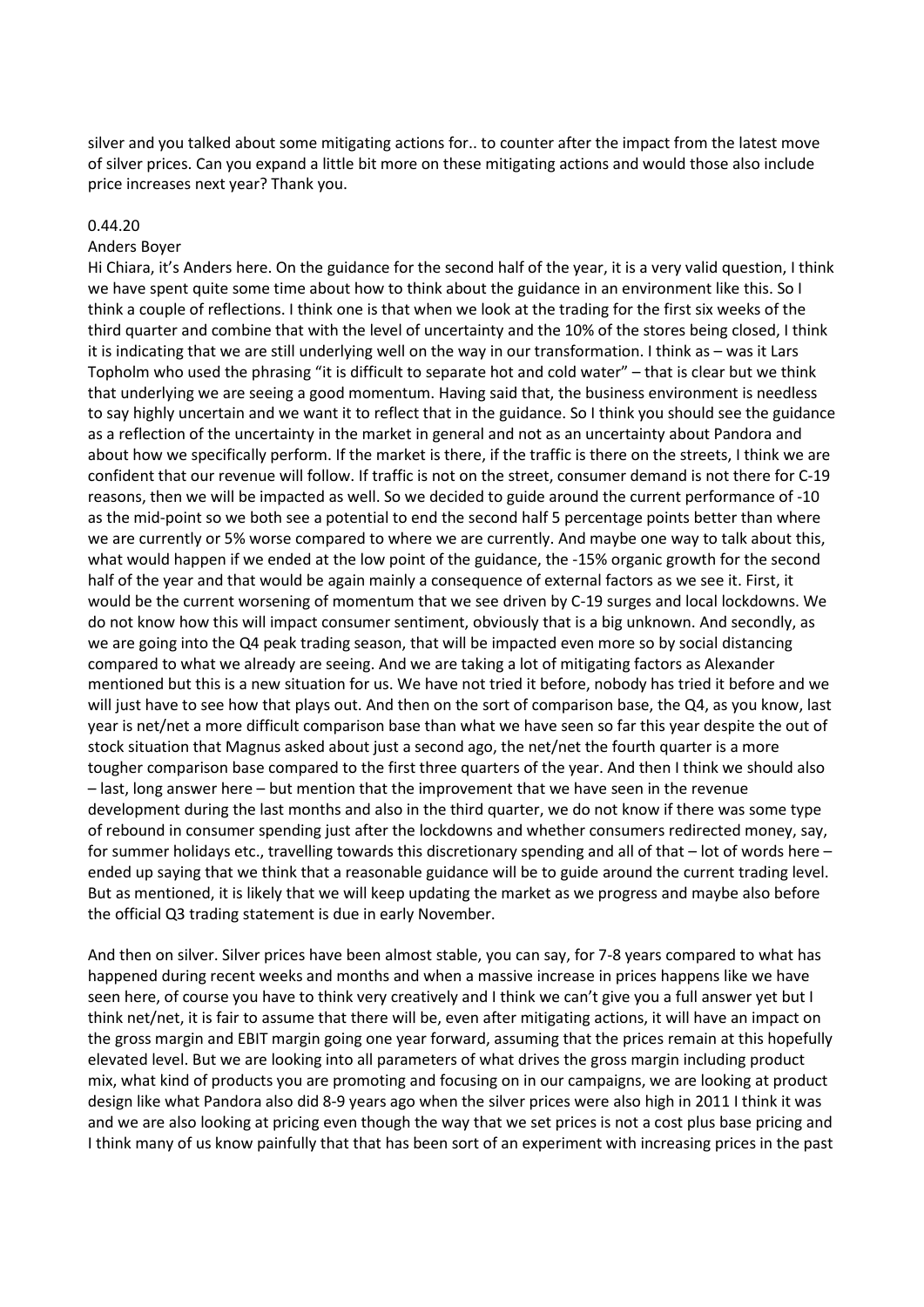silver and you talked about some mitigating actions for.. to counter after the impact from the latest move of silver prices. Can you expand a little bit more on these mitigating actions and would those also include price increases next year? Thank you.

0.44.20

Anders Boyer

Hi Chiara, it's Anders here. On the guidance for the second half of the year, it is a very valid question, I think we have spent quite some time about how to think about the guidance in an environment like this. So I think a couple of reflections. I think one is that when we look at the trading for the first six weeks of the third quarter and combine that with the level of uncertainty and the 10% of the stores being closed, I think it is indicating that we are still underlying well on the way in our transformation. I think as – was it Lars Topholm who used the phrasing "it is difficult to separate hot and cold water" – that is clear but we think that underlying we are seeing a good momentum. Having said that, the business environment is needless to say highly uncertain and we want it to reflect that in the guidance. So I think you should see the guidance as a reflection of the uncertainty in the market in general and not as an uncertainty about Pandora and about how we specifically perform. If the market is there, if the traffic is there on the streets, I think we are confident that our revenue will follow. If traffic is not on the street, consumer demand is not there for C-19 reasons, then we will be impacted as well. So we decided to guide around the current performance of -10 as the mid-point so we both see a potential to end the second half 5 percentage points better than where we are currently or 5% worse compared to where we are currently. And maybe one way to talk about this, what would happen if we ended at the low point of the guidance, the -15% organic growth for the second half of the year and that would be again mainly a consequence of external factors as we see it. First, it would be the current worsening of momentum that we see driven by C-19 surges and local lockdowns. We do not know how this will impact consumer sentiment, obviously that is a big unknown. And secondly, as we are going into the Q4 peak trading season, that will be impacted even more so by social distancing compared to what we already are seeing. And we are taking a lot of mitigating factors as Alexander mentioned but this is a new situation for us. We have not tried it before, nobody has tried it before and we will just have to see how that plays out. And then on the sort of comparison base, the Q4, as you know, last year is net/net a more difficult comparison base than what we have seen so far this year despite the out of stock situation that Magnus asked about just a second ago, the net/net the fourth quarter is a more tougher comparison base compared to the first three quarters of the year. And then I think we should also – last, long answer here – but mention that the improvement that we have seen in the revenue development during the last months and also in the third quarter, we do not know if there was some type of rebound in consumer spending just after the lockdowns and whether consumers redirected money, say, for summer holidays etc., travelling towards this discretionary spending and all of that – lot of words here – ended up saying that we think that a reasonable guidance will be to guide around the current trading level. But as mentioned, it is likely that we will keep updating the market as we progress and maybe also before the official Q3 trading statement is due in early November.

And then on silver. Silver prices have been almost stable, you can say, for 7-8 years compared to what has happened during recent weeks and months and when a massive increase in prices happens like we have seen here, of course you have to think very creatively and I think we can't give you a full answer yet but I think net/net, it is fair to assume that there will be, even after mitigating actions, it will have an impact on the gross margin and EBIT margin going one year forward, assuming that the prices remain at this hopefully elevated level. But we are looking into all parameters of what drives the gross margin including product mix, what kind of products you are promoting and focusing on in our campaigns, we are looking at product design like what Pandora also did 8-9 years ago when the silver prices were also high in 2011 I think it was and we are also looking at pricing even though the way that we set prices is not a cost plus base pricing and I think many of us know painfully that that has been sort of an experiment with increasing prices in the past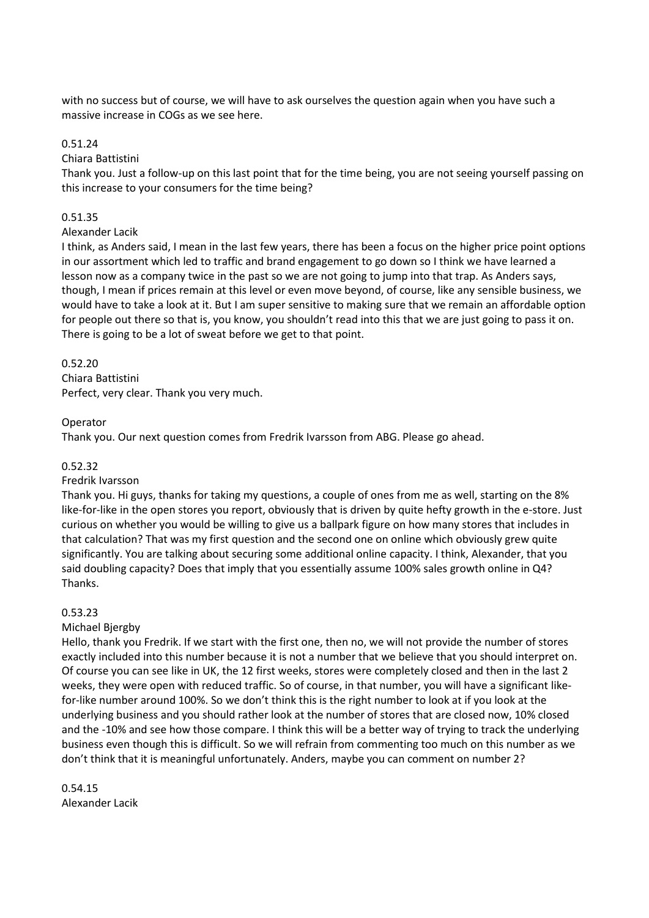with no success but of course, we will have to ask ourselves the question again when you have such a massive increase in COGs as we see here.

0.51.24

Chiara Battistini

Thank you. Just a follow-up on this last point that for the time being, you are not seeing yourself passing on this increase to your consumers for the time being?

0.51.35

Alexander Lacik

I think, as Anders said, I mean in the last few years, there has been a focus on the higher price point options in our assortment which led to traffic and brand engagement to go down so I think we have learned a lesson now as a company twice in the past so we are not going to jump into that trap. As Anders says, though, I mean if prices remain at this level or even move beyond, of course, like any sensible business, we would have to take a look at it. But I am super sensitive to making sure that we remain an affordable option for people out there so that is, you know, you shouldn't read into this that we are just going to pass it on. There is going to be a lot of sweat before we get to that point.

0.52.20

Chiara Battistini

Perfect, very clear. Thank you very much.

Operator

Thank you. Our next question comes from Fredrik Ivarsson from ABG. Please go ahead.

0.52.32

Fredrik Ivarsson

Thank you. Hi guys, thanks for taking my questions, a couple of ones from me as well, starting on the 8% like-for-like in the open stores you report, obviously that is driven by quite hefty growth in the e-store. Just curious on whether you would be willing to give us a ballpark figure on how many stores that includes in that calculation? That was my first question and the second one on online which obviously grew quite significantly. You are talking about securing some additional online capacity. I think, Alexander, that you said doubling capacity? Does that imply that you essentially assume 100% sales growth online in Q4? Thanks.

0.53.23

Michael Bjergby

Hello, thank you Fredrik. If we start with the first one, then no, we will not provide the number of stores exactly included into this number because it is not a number that we believe that you should interpret on. Of course you can see like in UK, the 12 first weeks, stores were completely closed and then in the last 2 weeks, they were open with reduced traffic. So of course, in that number, you will have a significant like-for-like number around 100%. So we don't think this is the right number to look at if you look at the underlying business and you should rather look at the number of stores that are closed now, 10% closed and the -10% and see how those compare. I think this will be a better way of trying to track the underlying business even though this is difficult. So we will refrain from commenting too much on this number as we don't think that it is meaningful unfortunately. Anders, maybe you can comment on number 2?

0.54.15

Alexander Lacik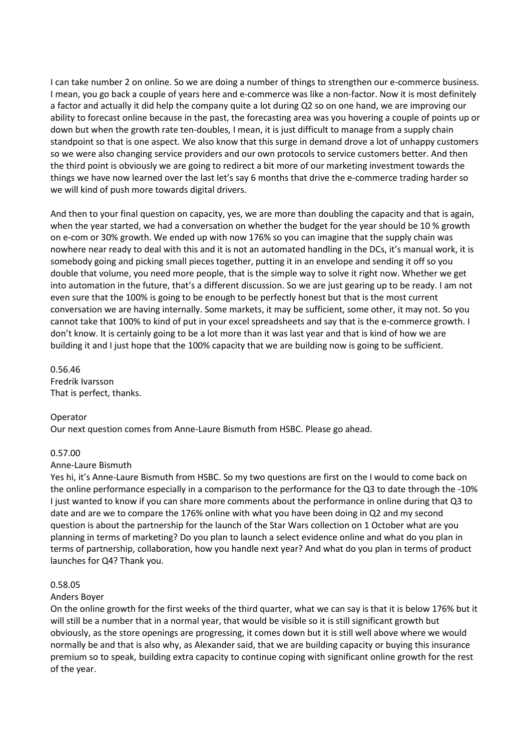I can take number 2 on online. So we are doing a number of things to strengthen our e-commerce business. I mean, you go back a couple of years here and e-commerce was like a non-factor. Now it is most definitely a factor and actually it did help the company quite a lot during Q2 so on one hand, we are improving our ability to forecast online because in the past, the forecasting area was you hovering a couple of points up or down but when the growth rate ten-doubles, I mean, it is just difficult to manage from a supply chain standpoint so that is one aspect. We also know that this surge in demand drove a lot of unhappy customers so we were also changing service providers and our own protocols to service customers better. And then the third point is obviously we are going to redirect a bit more of our marketing investment towards the things we have now learned over the last let's say 6 months that drive the e-commerce trading harder so we will kind of push more towards digital drivers.

And then to your final question on capacity, yes, we are more than doubling the capacity and that is again, when the year started, we had a conversation on whether the budget for the year should be 10 % growth on e-com or 30% growth. We ended up with now 176% so you can imagine that the supply chain was nowhere near ready to deal with this and it is not an automated handling in the DCs, it's manual work, it is somebody going and picking small pieces together, putting it in an envelope and sending it off so you double that volume, you need more people, that is the simple way to solve it right now. Whether we get into automation in the future, that's a different discussion. So we are just gearing up to be ready. I am not even sure that the 100% is going to be enough to be perfectly honest but that is the most current conversation we are having internally. Some markets, it may be sufficient, some other, it may not. So you cannot take that 100% to kind of put in your excel spreadsheets and say that is the e-commerce growth. I don't know. It is certainly going to be a lot more than it was last year and that is kind of how we are building it and I just hope that the 100% capacity that we are building now is going to be sufficient.

0.56.46
Fredrik Ivarsson
That is perfect, thanks.

Operator
Our next question comes from Anne-Laure Bismuth from HSBC. Please go ahead.

0.57.00
Anne-Laure Bismuth
Yes hi, it's Anne-Laure Bismuth from HSBC. So my two questions are first on the I would to come back on the online performance especially in a comparison to the performance for the Q3 to date through the -10% I just wanted to know if you can share more comments about the performance in online during that Q3 to date and are we to compare the 176% online with what you have been doing in Q2 and my second question is about the partnership for the launch of the Star Wars collection on 1 October what are you planning in terms of marketing? Do you plan to launch a select evidence online and what do you plan in terms of partnership, collaboration, how you handle next year? And what do you plan in terms of product launches for Q4? Thank you.

0.58.05
Anders Boyer
On the online growth for the first weeks of the third quarter, what we can say is that it is below 176% but it will still be a number that in a normal year, that would be visible so it is still significant growth but obviously, as the store openings are progressing, it comes down but it is still well above where we would normally be and that is also why, as Alexander said, that we are building capacity or buying this insurance premium so to speak, building extra capacity to continue coping with significant online growth for the rest of the year.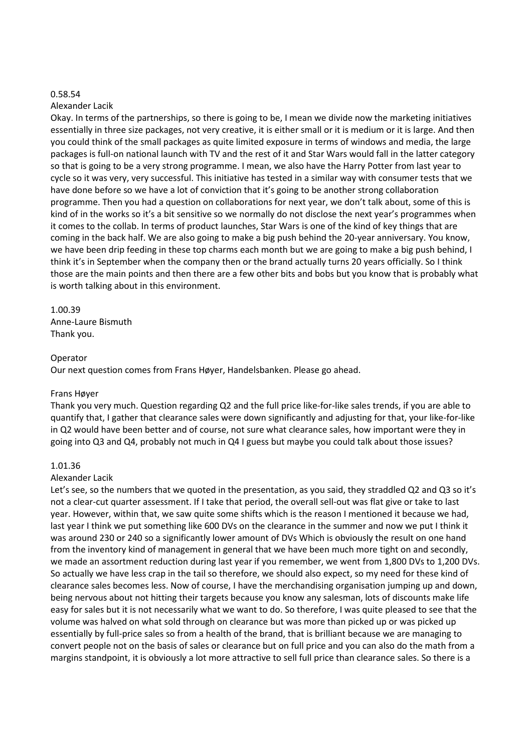0.58.54
Alexander Lacik
Okay. In terms of the partnerships, so there is going to be, I mean we divide now the marketing initiatives essentially in three size packages, not very creative, it is either small or it is medium or it is large. And then you could think of the small packages as quite limited exposure in terms of windows and media, the large packages is full-on national launch with TV and the rest of it and Star Wars would fall in the latter category so that is going to be a very strong programme. I mean, we also have the Harry Potter from last year to cycle so it was very, very successful. This initiative has tested in a similar way with consumer tests that we have done before so we have a lot of conviction that it's going to be another strong collaboration programme. Then you had a question on collaborations for next year, we don't talk about, some of this is kind of in the works so it's a bit sensitive so we normally do not disclose the next year's programmes when it comes to the collab. In terms of product launches, Star Wars is one of the kind of key things that are coming in the back half. We are also going to make a big push behind the 20-year anniversary. You know, we have been drip feeding in these top charms each month but we are going to make a big push behind, I think it's in September when the company then or the brand actually turns 20 years officially. So I think those are the main points and then there are a few other bits and bobs but you know that is probably what is worth talking about in this environment.

1.00.39
Anne-Laure Bismuth
Thank you.

Operator
Our next question comes from Frans Høyer, Handelsbanken. Please go ahead.

Frans Høyer
Thank you very much. Question regarding Q2 and the full price like-for-like sales trends, if you are able to quantify that, I gather that clearance sales were down significantly and adjusting for that, your like-for-like in Q2 would have been better and of course, not sure what clearance sales, how important were they in going into Q3 and Q4, probably not much in Q4 I guess but maybe you could talk about those issues?

1.01.36
Alexander Lacik
Let's see, so the numbers that we quoted in the presentation, as you said, they straddled Q2 and Q3 so it's not a clear-cut quarter assessment. If I take that period, the overall sell-out was flat give or take to last year. However, within that, we saw quite some shifts which is the reason I mentioned it because we had, last year I think we put something like 600 DVs on the clearance in the summer and now we put I think it was around 230 or 240 so a significantly lower amount of DVs Which is obviously the result on one hand from the inventory kind of management in general that we have been much more tight on and secondly, we made an assortment reduction during last year if you remember, we went from 1,800 DVs to 1,200 DVs. So actually we have less crap in the tail so therefore, we should also expect, so my need for these kind of clearance sales becomes less. Now of course, I have the merchandising organisation jumping up and down, being nervous about not hitting their targets because you know any salesman, lots of discounts make life easy for sales but it is not necessarily what we want to do. So therefore, I was quite pleased to see that the volume was halved on what sold through on clearance but was more than picked up or was picked up essentially by full-price sales so from a health of the brand, that is brilliant because we are managing to convert people not on the basis of sales or clearance but on full price and you can also do the math from a margins standpoint, it is obviously a lot more attractive to sell full price than clearance sales. So there is a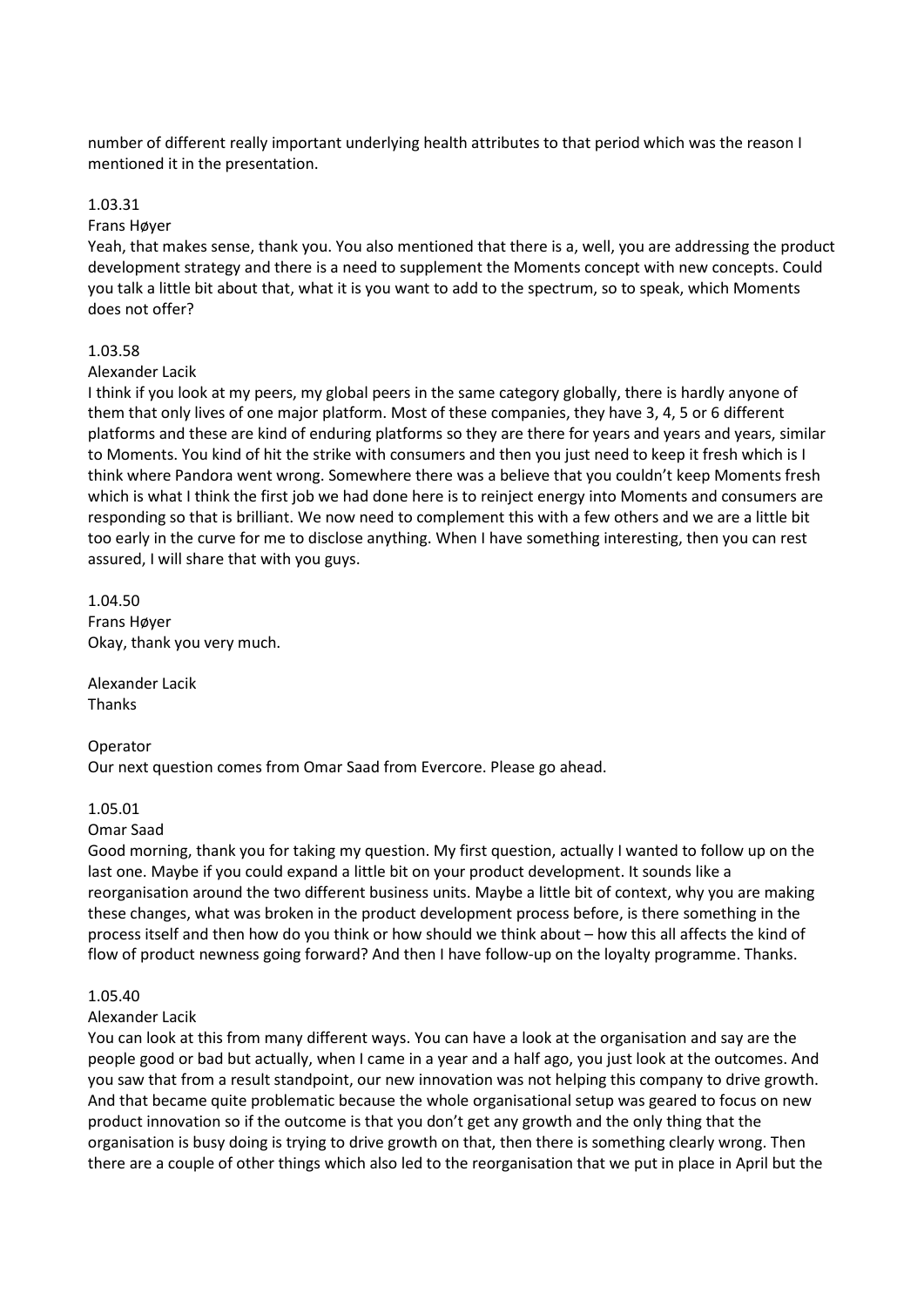number of different really important underlying health attributes to that period which was the reason I mentioned it in the presentation.

1.03.31

Frans Høyer

Yeah, that makes sense, thank you. You also mentioned that there is a, well, you are addressing the product development strategy and there is a need to supplement the Moments concept with new concepts. Could you talk a little bit about that, what it is you want to add to the spectrum, so to speak, which Moments does not offer?

1.03.58

Alexander Lacik

I think if you look at my peers, my global peers in the same category globally, there is hardly anyone of them that only lives of one major platform. Most of these companies, they have 3, 4, 5 or 6 different platforms and these are kind of enduring platforms so they are there for years and years and years, similar to Moments. You kind of hit the strike with consumers and then you just need to keep it fresh which is I think where Pandora went wrong. Somewhere there was a believe that you couldn't keep Moments fresh which is what I think the first job we had done here is to reinject energy into Moments and consumers are responding so that is brilliant. We now need to complement this with a few others and we are a little bit too early in the curve for me to disclose anything. When I have something interesting, then you can rest assured, I will share that with you guys.

1.04.50

Frans Høyer

Okay, thank you very much.

Alexander Lacik

Thanks

Operator

Our next question comes from Omar Saad from Evercore. Please go ahead.

1.05.01

Omar Saad

Good morning, thank you for taking my question. My first question, actually I wanted to follow up on the last one. Maybe if you could expand a little bit on your product development. It sounds like a reorganisation around the two different business units. Maybe a little bit of context, why you are making these changes, what was broken in the product development process before, is there something in the process itself and then how do you think or how should we think about – how this all affects the kind of flow of product newness going forward? And then I have follow-up on the loyalty programme. Thanks.

1.05.40

Alexander Lacik

You can look at this from many different ways. You can have a look at the organisation and say are the people good or bad but actually, when I came in a year and a half ago, you just look at the outcomes. And you saw that from a result standpoint, our new innovation was not helping this company to drive growth. And that became quite problematic because the whole organisational setup was geared to focus on new product innovation so if the outcome is that you don't get any growth and the only thing that the organisation is busy doing is trying to drive growth on that, then there is something clearly wrong. Then there are a couple of other things which also led to the reorganisation that we put in place in April but the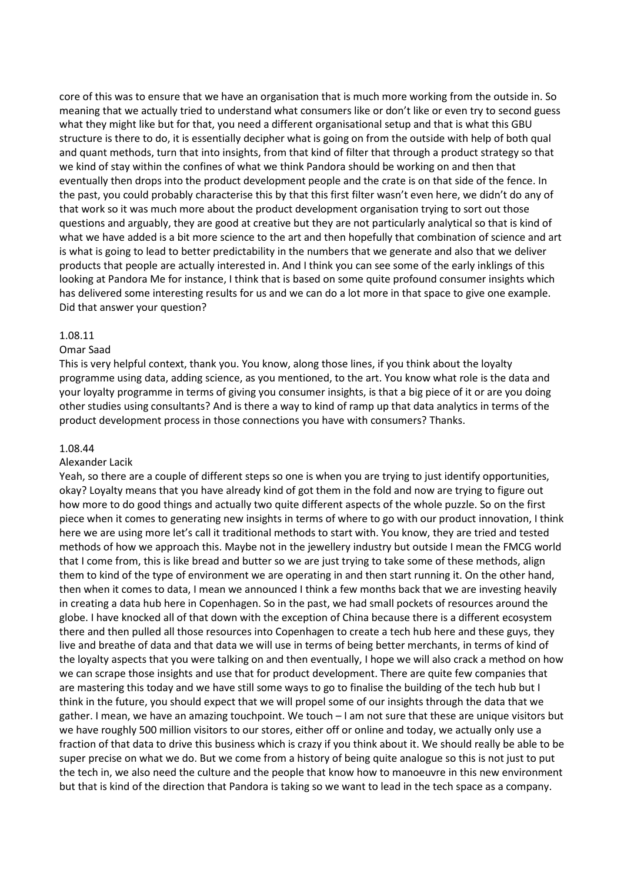core of this was to ensure that we have an organisation that is much more working from the outside in. So meaning that we actually tried to understand what consumers like or don't like or even try to second guess what they might like but for that, you need a different organisational setup and that is what this GBU structure is there to do, it is essentially decipher what is going on from the outside with help of both qual and quant methods, turn that into insights, from that kind of filter that through a product strategy so that we kind of stay within the confines of what we think Pandora should be working on and then that eventually then drops into the product development people and the crate is on that side of the fence. In the past, you could probably characterise this by that this first filter wasn't even here, we didn't do any of that work so it was much more about the product development organisation trying to sort out those questions and arguably, they are good at creative but they are not particularly analytical so that is kind of what we have added is a bit more science to the art and then hopefully that combination of science and art is what is going to lead to better predictability in the numbers that we generate and also that we deliver products that people are actually interested in. And I think you can see some of the early inklings of this looking at Pandora Me for instance, I think that is based on some quite profound consumer insights which has delivered some interesting results for us and we can do a lot more in that space to give one example. Did that answer your question?

1.08.11

Omar Saad

This is very helpful context, thank you. You know, along those lines, if you think about the loyalty programme using data, adding science, as you mentioned, to the art. You know what role is the data and your loyalty programme in terms of giving you consumer insights, is that a big piece of it or are you doing other studies using consultants? And is there a way to kind of ramp up that data analytics in terms of the product development process in those connections you have with consumers? Thanks.

1.08.44

Alexander Lacik

Yeah, so there are a couple of different steps so one is when you are trying to just identify opportunities, okay? Loyalty means that you have already kind of got them in the fold and now are trying to figure out how more to do good things and actually two quite different aspects of the whole puzzle. So on the first piece when it comes to generating new insights in terms of where to go with our product innovation, I think here we are using more let's call it traditional methods to start with. You know, they are tried and tested methods of how we approach this. Maybe not in the jewellery industry but outside I mean the FMCG world that I come from, this is like bread and butter so we are just trying to take some of these methods, align them to kind of the type of environment we are operating in and then start running it. On the other hand, then when it comes to data, I mean we announced I think a few months back that we are investing heavily in creating a data hub here in Copenhagen. So in the past, we had small pockets of resources around the globe. I have knocked all of that down with the exception of China because there is a different ecosystem there and then pulled all those resources into Copenhagen to create a tech hub here and these guys, they live and breathe of data and that data we will use in terms of being better merchants, in terms of kind of the loyalty aspects that you were talking on and then eventually, I hope we will also crack a method on how we can scrape those insights and use that for product development. There are quite few companies that are mastering this today and we have still some ways to go to finalise the building of the tech hub but I think in the future, you should expect that we will propel some of our insights through the data that we gather. I mean, we have an amazing touchpoint. We touch – I am not sure that these are unique visitors but we have roughly 500 million visitors to our stores, either off or online and today, we actually only use a fraction of that data to drive this business which is crazy if you think about it. We should really be able to be super precise on what we do. But we come from a history of being quite analogue so this is not just to put the tech in, we also need the culture and the people that know how to manoeuvre in this new environment but that is kind of the direction that Pandora is taking so we want to lead in the tech space as a company.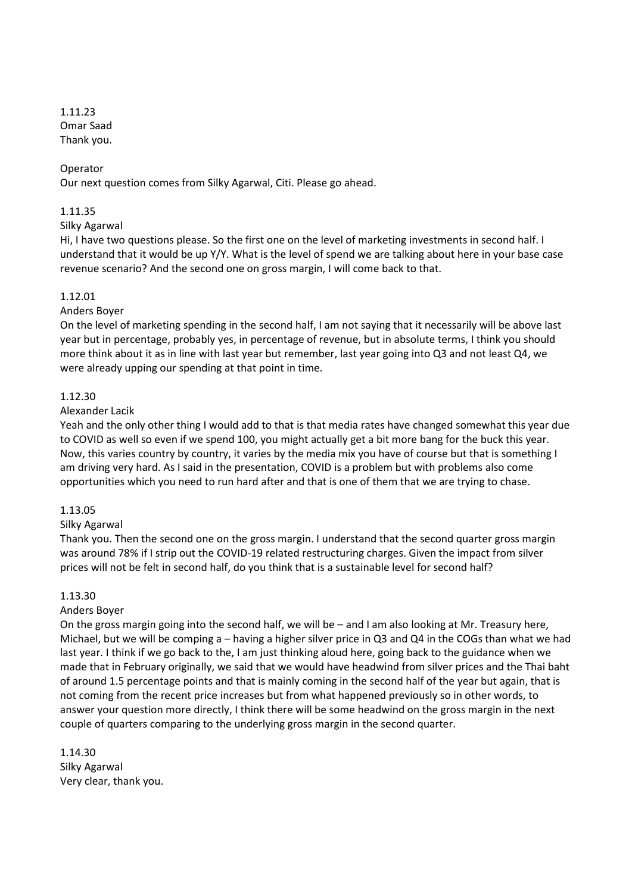1.11.23
Omar Saad
Thank you.

Operator
Our next question comes from Silky Agarwal, Citi. Please go ahead.

1.11.35
Silky Agarwal
Hi, I have two questions please. So the first one on the level of marketing investments in second half. I understand that it would be up Y/Y. What is the level of spend we are talking about here in your base case revenue scenario? And the second one on gross margin, I will come back to that.

1.12.01
Anders Boyer
On the level of marketing spending in the second half, I am not saying that it necessarily will be above last year but in percentage, probably yes, in percentage of revenue, but in absolute terms, I think you should more think about it as in line with last year but remember, last year going into Q3 and not least Q4, we were already upping our spending at that point in time.

1.12.30
Alexander Lacik
Yeah and the only other thing I would add to that is that media rates have changed somewhat this year due to COVID as well so even if we spend 100, you might actually get a bit more bang for the buck this year. Now, this varies country by country, it varies by the media mix you have of course but that is something I am driving very hard. As I said in the presentation, COVID is a problem but with problems also come opportunities which you need to run hard after and that is one of them that we are trying to chase.

1.13.05
Silky Agarwal
Thank you. Then the second one on the gross margin. I understand that the second quarter gross margin was around 78% if I strip out the COVID-19 related restructuring charges. Given the impact from silver prices will not be felt in second half, do you think that is a sustainable level for second half?

1.13.30
Anders Boyer
On the gross margin going into the second half, we will be – and I am also looking at Mr. Treasury here, Michael, but we will be comping a – having a higher silver price in Q3 and Q4 in the COGs than what we had last year. I think if we go back to the, I am just thinking aloud here, going back to the guidance when we made that in February originally, we said that we would have headwind from silver prices and the Thai baht of around 1.5 percentage points and that is mainly coming in the second half of the year but again, that is not coming from the recent price increases but from what happened previously so in other words, to answer your question more directly, I think there will be some headwind on the gross margin in the next couple of quarters comparing to the underlying gross margin in the second quarter.

1.14.30
Silky Agarwal
Very clear, thank you.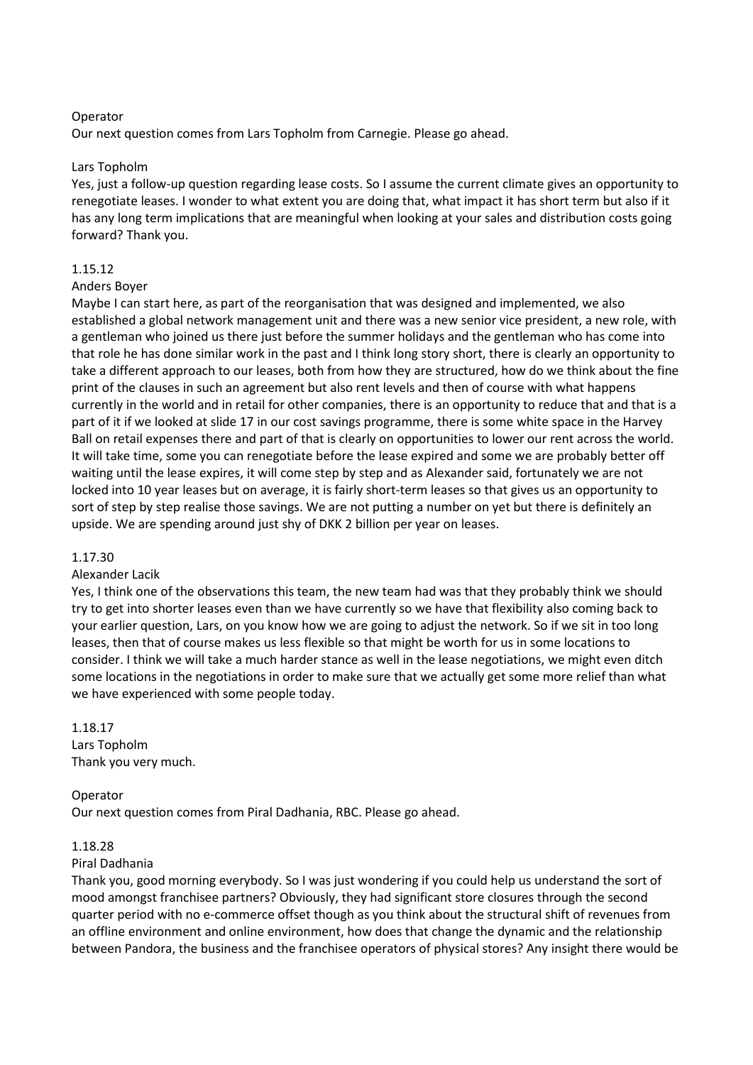Operator

Our next question comes from Lars Topholm from Carnegie. Please go ahead.

Lars Topholm

Yes, just a follow-up question regarding lease costs. So I assume the current climate gives an opportunity to renegotiate leases. I wonder to what extent you are doing that, what impact it has short term but also if it has any long term implications that are meaningful when looking at your sales and distribution costs going forward? Thank you.

1.15.12

Anders Boyer

Maybe I can start here, as part of the reorganisation that was designed and implemented, we also established a global network management unit and there was a new senior vice president, a new role, with a gentleman who joined us there just before the summer holidays and the gentleman who has come into that role he has done similar work in the past and I think long story short, there is clearly an opportunity to take a different approach to our leases, both from how they are structured, how do we think about the fine print of the clauses in such an agreement but also rent levels and then of course with what happens currently in the world and in retail for other companies, there is an opportunity to reduce that and that is a part of it if we looked at slide 17 in our cost savings programme, there is some white space in the Harvey Ball on retail expenses there and part of that is clearly on opportunities to lower our rent across the world. It will take time, some you can renegotiate before the lease expired and some we are probably better off waiting until the lease expires, it will come step by step and as Alexander said, fortunately we are not locked into 10 year leases but on average, it is fairly short-term leases so that gives us an opportunity to sort of step by step realise those savings. We are not putting a number on yet but there is definitely an upside. We are spending around just shy of DKK 2 billion per year on leases.

1.17.30

Alexander Lacik

Yes, I think one of the observations this team, the new team had was that they probably think we should try to get into shorter leases even than we have currently so we have that flexibility also coming back to your earlier question, Lars, on you know how we are going to adjust the network. So if we sit in too long leases, then that of course makes us less flexible so that might be worth for us in some locations to consider. I think we will take a much harder stance as well in the lease negotiations, we might even ditch some locations in the negotiations in order to make sure that we actually get some more relief than what we have experienced with some people today.

1.18.17

Lars Topholm

Thank you very much.

Operator

Our next question comes from Piral Dadhania, RBC. Please go ahead.

1.18.28

Piral Dadhania

Thank you, good morning everybody. So I was just wondering if you could help us understand the sort of mood amongst franchisee partners? Obviously, they had significant store closures through the second quarter period with no e-commerce offset though as you think about the structural shift of revenues from an offline environment and online environment, how does that change the dynamic and the relationship between Pandora, the business and the franchisee operators of physical stores? Any insight there would be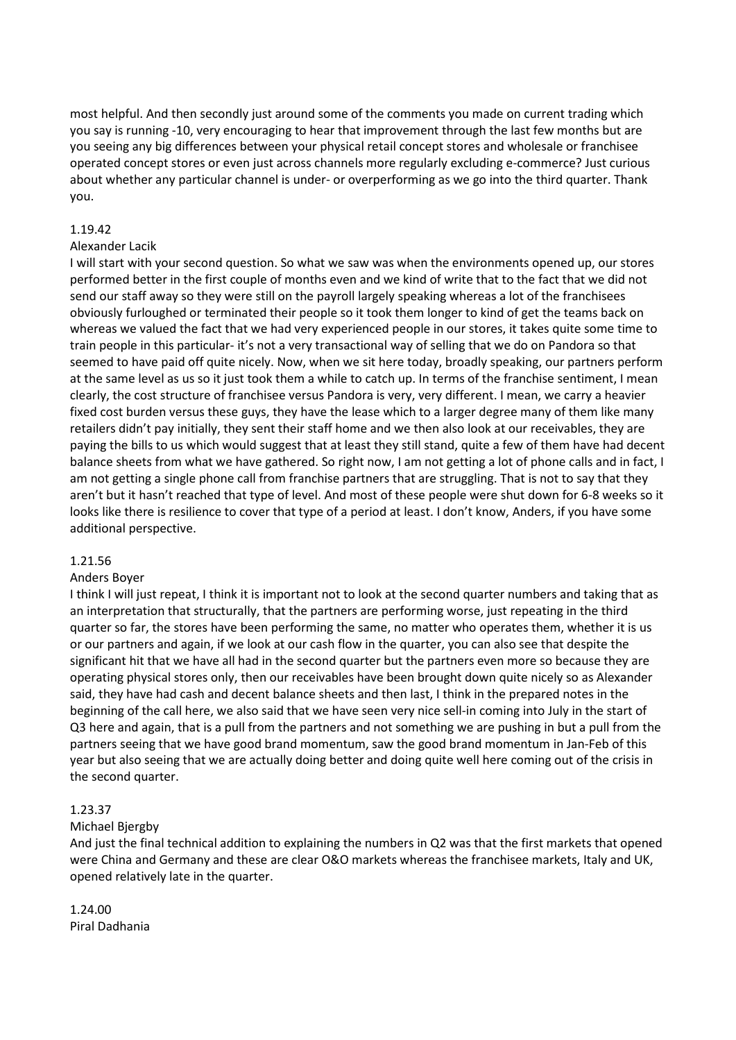most helpful. And then secondly just around some of the comments you made on current trading which you say is running -10, very encouraging to hear that improvement through the last few months but are you seeing any big differences between your physical retail concept stores and wholesale or franchisee operated concept stores or even just across channels more regularly excluding e-commerce? Just curious about whether any particular channel is under- or overperforming as we go into the third quarter. Thank you.

1.19.42
Alexander Lacik
I will start with your second question. So what we saw was when the environments opened up, our stores performed better in the first couple of months even and we kind of write that to the fact that we did not send our staff away so they were still on the payroll largely speaking whereas a lot of the franchisees obviously furloughed or terminated their people so it took them longer to kind of get the teams back on whereas we valued the fact that we had very experienced people in our stores, it takes quite some time to train people in this particular- it's not a very transactional way of selling that we do on Pandora so that seemed to have paid off quite nicely. Now, when we sit here today, broadly speaking, our partners perform at the same level as us so it just took them a while to catch up. In terms of the franchise sentiment, I mean clearly, the cost structure of franchisee versus Pandora is very, very different. I mean, we carry a heavier fixed cost burden versus these guys, they have the lease which to a larger degree many of them like many retailers didn't pay initially, they sent their staff home and we then also look at our receivables, they are paying the bills to us which would suggest that at least they still stand, quite a few of them have had decent balance sheets from what we have gathered. So right now, I am not getting a lot of phone calls and in fact, I am not getting a single phone call from franchise partners that are struggling. That is not to say that they aren't but it hasn't reached that type of level. And most of these people were shut down for 6-8 weeks so it looks like there is resilience to cover that type of a period at least. I don't know, Anders, if you have some additional perspective.

1.21.56
Anders Boyer
I think I will just repeat, I think it is important not to look at the second quarter numbers and taking that as an interpretation that structurally, that the partners are performing worse, just repeating in the third quarter so far, the stores have been performing the same, no matter who operates them, whether it is us or our partners and again, if we look at our cash flow in the quarter, you can also see that despite the significant hit that we have all had in the second quarter but the partners even more so because they are operating physical stores only, then our receivables have been brought down quite nicely so as Alexander said, they have had cash and decent balance sheets and then last, I think in the prepared notes in the beginning of the call here, we also said that we have seen very nice sell-in coming into July in the start of Q3 here and again, that is a pull from the partners and not something we are pushing in but a pull from the partners seeing that we have good brand momentum, saw the good brand momentum in Jan-Feb of this year but also seeing that we are actually doing better and doing quite well here coming out of the crisis in the second quarter.

1.23.37
Michael Bjergby
And just the final technical addition to explaining the numbers in Q2 was that the first markets that opened were China and Germany and these are clear O&O markets whereas the franchisee markets, Italy and UK, opened relatively late in the quarter.

1.24.00
Piral Dadhania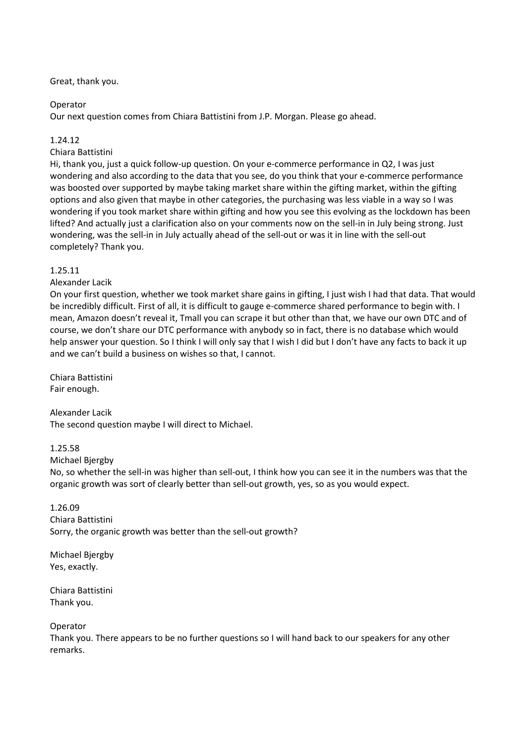Great, thank you.

Operator
Our next question comes from Chiara Battistini from J.P. Morgan. Please go ahead.

1.24.12
Chiara Battistini
Hi, thank you, just a quick follow-up question. On your e-commerce performance in Q2, I was just wondering and also according to the data that you see, do you think that your e-commerce performance was boosted over supported by maybe taking market share within the gifting market, within the gifting options and also given that maybe in other categories, the purchasing was less viable in a way so I was wondering if you took market share within gifting and how you see this evolving as the lockdown has been lifted? And actually just a clarification also on your comments now on the sell-in in July being strong. Just wondering, was the sell-in in July actually ahead of the sell-out or was it in line with the sell-out completely? Thank you.

1.25.11
Alexander Lacik
On your first question, whether we took market share gains in gifting, I just wish I had that data. That would be incredibly difficult. First of all, it is difficult to gauge e-commerce shared performance to begin with. I mean, Amazon doesn't reveal it, Tmall you can scrape it but other than that, we have our own DTC and of course, we don't share our DTC performance with anybody so in fact, there is no database which would help answer your question. So I think I will only say that I wish I did but I don't have any facts to back it up and we can't build a business on wishes so that, I cannot.

Chiara Battistini
Fair enough.

Alexander Lacik
The second question maybe I will direct to Michael.

1.25.58
Michael Bjergby
No, so whether the sell-in was higher than sell-out, I think how you can see it in the numbers was that the organic growth was sort of clearly better than sell-out growth, yes, so as you would expect.

1.26.09
Chiara Battistini
Sorry, the organic growth was better than the sell-out growth?

Michael Bjergby
Yes, exactly.

Chiara Battistini
Thank you.

Operator
Thank you. There appears to be no further questions so I will hand back to our speakers for any other remarks.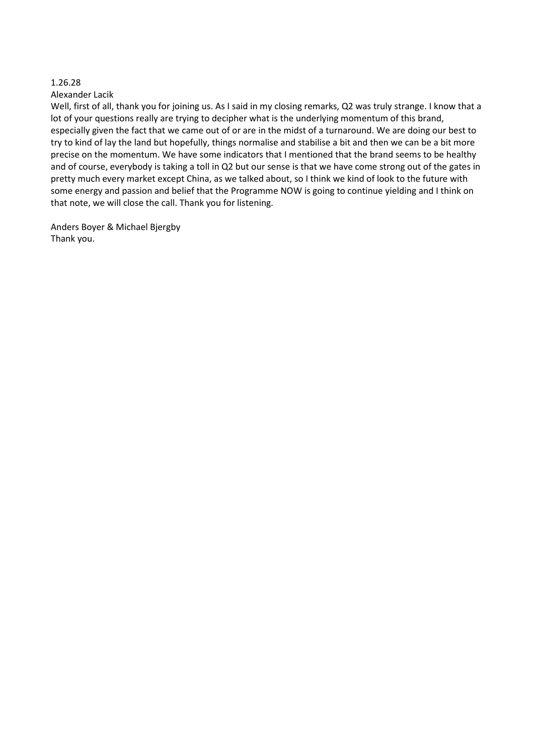1.26.28

Alexander Lacik

Well, first of all, thank you for joining us. As I said in my closing remarks, Q2 was truly strange. I know that a lot of your questions really are trying to decipher what is the underlying momentum of this brand, especially given the fact that we came out of or are in the midst of a turnaround. We are doing our best to try to kind of lay the land but hopefully, things normalise and stabilise a bit and then we can be a bit more precise on the momentum. We have some indicators that I mentioned that the brand seems to be healthy and of course, everybody is taking a toll in Q2 but our sense is that we have come strong out of the gates in pretty much every market except China, as we talked about, so I think we kind of look to the future with some energy and passion and belief that the Programme NOW is going to continue yielding and I think on that note, we will close the call. Thank you for listening.

Anders Boyer & Michael Bjergby

Thank you.